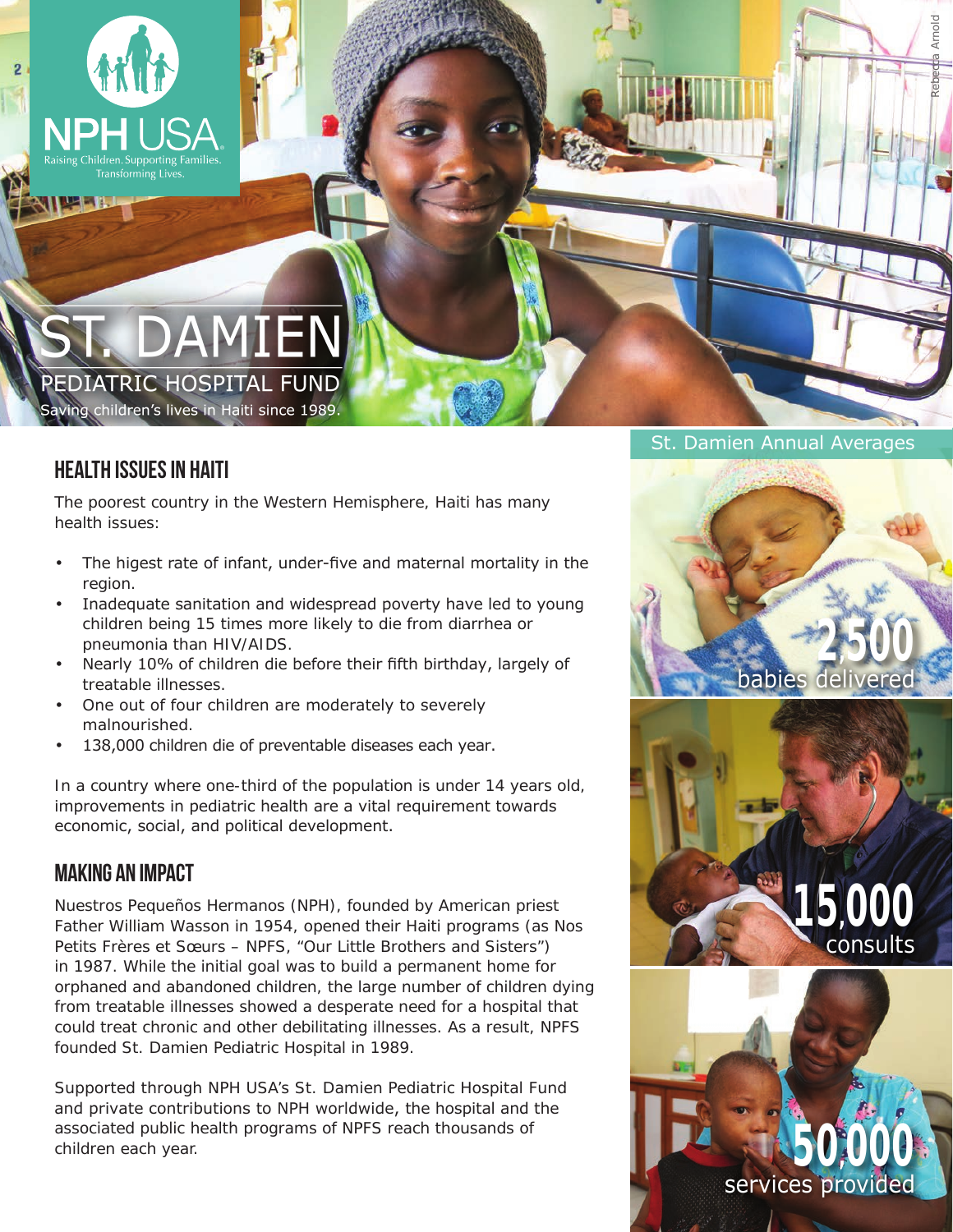NPH USA
Raising Children. Supporting Families. Transforming Lives.

# ST. DAMIEN

## PEDIATRIC HOSPITAL FUND

Saving children's lives in Haiti since 1989.

## HEALTH ISSUES IN HAITI

The poorest country in the Western Hemisphere, Haiti has many health issues:

- The higest rate of infant, under-five and maternal mortality in the region.
- Inadequate sanitation and widespread poverty have led to young children being 15 times more likely to die from diarrhea or pneumonia than HIV/AIDS.
- Nearly 10% of children die before their fifth birthday, largely of treatable illnesses.
- One out of four children are moderately to severely malnourished.
- 138,000 children die of preventable diseases each year.

In a country where one-third of the population is under 14 years old, improvements in pediatric health are a vital requirement towards economic, social, and political development.

## MAKING AN IMPACT

Nuestros Pequeños Hermanos (NPH), founded by American priest Father William Wasson in 1954, opened their Haiti programs (as Nos Petits Frères et Sœurs – NPFS, "Our Little Brothers and Sisters") in 1987. While the initial goal was to build a permanent home for orphaned and abandoned children, the large number of children dying from treatable illnesses showed a desperate need for a hospital that could treat chronic and other debilitating illnesses. As a result, NPFS founded St. Damien Pediatric Hospital in 1989.

Supported through NPH USA's St. Damien Pediatric Hospital Fund and private contributions to NPH worldwide, the hospital and the associated public health programs of NPFS reach thousands of children each year.

### St. Damien Annual Averages

**2,500** babies delivered

**15,000** consults

**50,000** services provided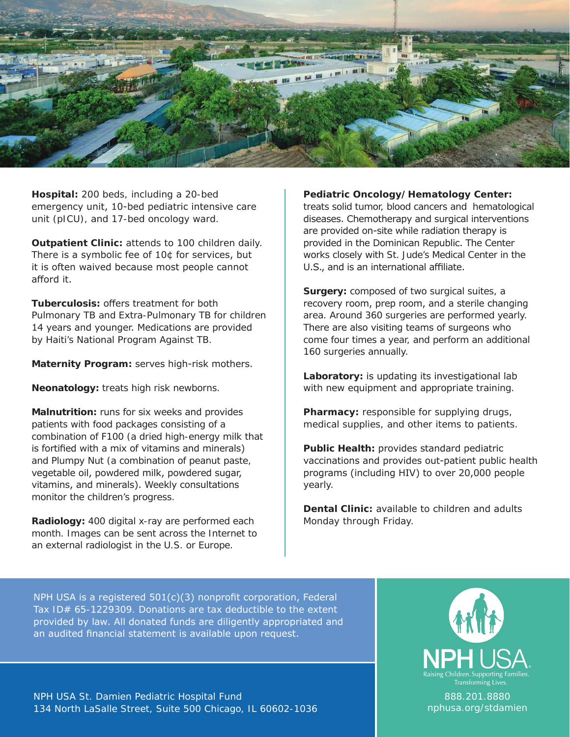**Hospital:** 200 beds, including a 20-bed emergency unit, 10-bed pediatric intensive care unit (pICU), and 17-bed oncology ward.

**Outpatient Clinic:** attends to 100 children daily. There is a symbolic fee of 10¢ for services, but it is often waived because most people cannot afford it.

**Tuberculosis:** offers treatment for both Pulmonary TB and Extra-Pulmonary TB for children 14 years and younger. Medications are provided by Haiti's National Program Against TB.

**Maternity Program:** serves high-risk mothers.

**Neonatology:** treats high risk newborns.

**Malnutrition:** runs for six weeks and provides patients with food packages consisting of a combination of F100 (a dried high-energy milk that is fortified with a mix of vitamins and minerals) and Plumpy Nut (a combination of peanut paste, vegetable oil, powdered milk, powdered sugar, vitamins, and minerals). Weekly consultations monitor the children's progress.

**Radiology:** 400 digital x-ray are performed each month. Images can be sent across the Internet to an external radiologist in the U.S. or Europe.

**Pediatric Oncology/Hematology Center:** treats solid tumor, blood cancers and hematological diseases. Chemotherapy and surgical interventions are provided on-site while radiation therapy is provided in the Dominican Republic. The Center works closely with St. Jude's Medical Center in the U.S., and is an international affiliate.

**Surgery:** composed of two surgical suites, a recovery room, prep room, and a sterile changing area. Around 360 surgeries are performed yearly. There are also visiting teams of surgeons who come four times a year, and perform an additional 160 surgeries annually.

**Laboratory:** is updating its investigational lab with new equipment and appropriate training.

**Pharmacy:** responsible for supplying drugs, medical supplies, and other items to patients.

**Public Health:** provides standard pediatric vaccinations and provides out-patient public health programs (including HIV) to over 20,000 people yearly.

**Dental Clinic:** available to children and adults Monday through Friday.

NPH USA is a registered 501(c)(3) nonprofit corporation, Federal Tax ID# 65-1229309. Donations are tax deductible to the extent provided by law. All donated funds are diligently appropriated and an audited financial statement is available upon request.

NPH USA St. Damien Pediatric Hospital Fund
134 North LaSalle Street, Suite 500 Chicago, IL 60602-1036

NPH USA
Raising Children. Supporting Families. Transforming Lives.

888.201.8880
nphusa.org/stdamien